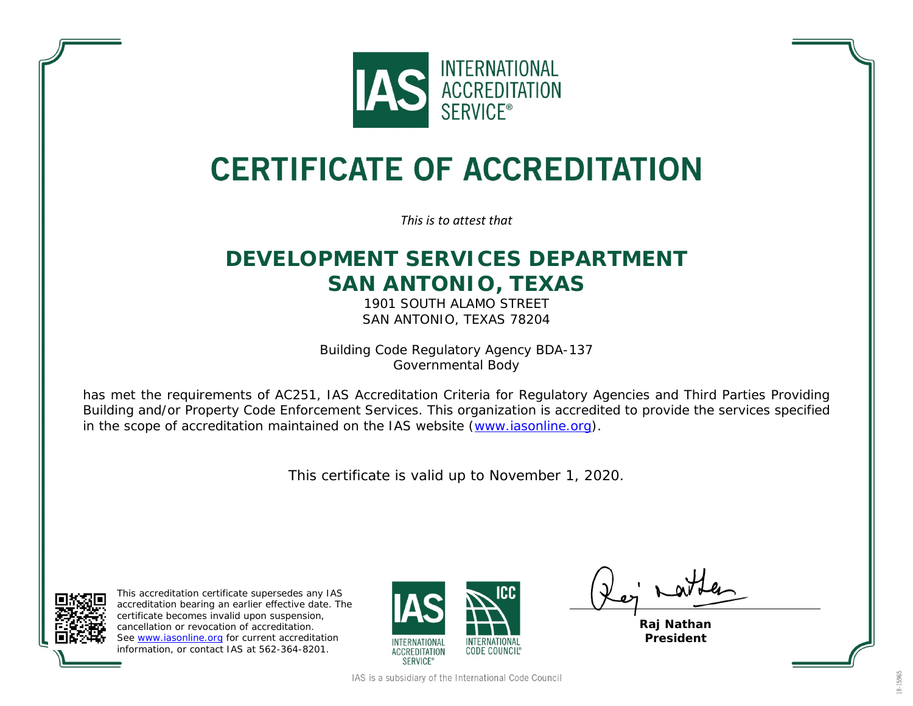INTERNATIONAL ACCREDITATION SERVICE®

# CERTIFICATE OF ACCREDITATION

*This is to attest that*

## DEVELOPMENT SERVICES DEPARTMENT
## SAN ANTONIO, TEXAS

1901 SOUTH ALAMO STREET
SAN ANTONIO, TEXAS 78204

Building Code Regulatory Agency BDA-137
Governmental Body

has met the requirements of AC251, IAS Accreditation Criteria for Regulatory Agencies and Third Parties Providing Building and/or Property Code Enforcement Services. This organization is accredited to provide the services specified in the scope of accreditation maintained on the IAS website (www.iasonline.org).

This certificate is valid up to November 1, 2020.

This accreditation certificate supersedes any IAS accreditation bearing an earlier effective date. The certificate becomes invalid upon suspension, cancellation or revocation of accreditation. See www.iasonline.org for current accreditation information, or contact IAS at 562-364-8201.

INTERNATIONAL ACCREDITATION SERVICE® | INTERNATIONAL CODE COUNCIL®

**Raj Nathan**
**President**

IAS is a subsidiary of the International Code Council

18-15965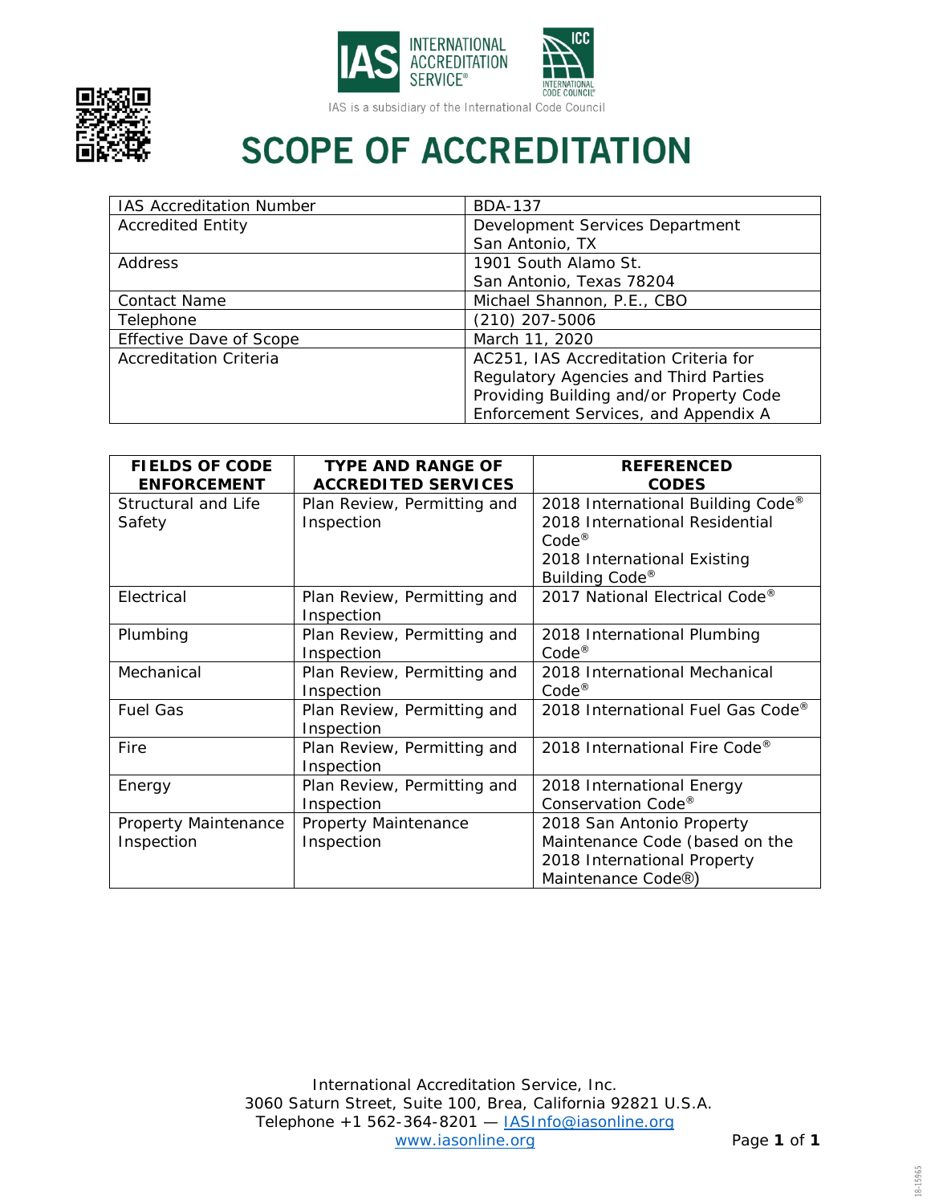IAS INTERNATIONAL ACCREDITATION SERVICE®

IAS is a subsidiary of the International Code Council

# SCOPE OF ACCREDITATION

| | |
|---|---|
| IAS Accreditation Number | BDA-137 |
| Accredited Entity | Development Services Department<br>San Antonio, TX |
| Address | 1901 South Alamo St.<br>San Antonio, Texas 78204 |
| Contact Name | Michael Shannon, P.E., CBO |
| Telephone | (210) 207-5006 |
| Effective Dave of Scope | March 11, 2020 |
| Accreditation Criteria | AC251, IAS Accreditation Criteria for Regulatory Agencies and Third Parties Providing Building and/or Property Code Enforcement Services, and Appendix A |

| FIELDS OF CODE ENFORCEMENT | TYPE AND RANGE OF ACCREDITED SERVICES | REFERENCED CODES |
|---|---|---|
| Structural and Life Safety | Plan Review, Permitting and Inspection | 2018 International Building Code®<br>2018 International Residential Code®<br>2018 International Existing Building Code® |
| Electrical | Plan Review, Permitting and Inspection | 2017 National Electrical Code® |
| Plumbing | Plan Review, Permitting and Inspection | 2018 International Plumbing Code® |
| Mechanical | Plan Review, Permitting and Inspection | 2018 International Mechanical Code® |
| Fuel Gas | Plan Review, Permitting and Inspection | 2018 International Fuel Gas Code® |
| Fire | Plan Review, Permitting and Inspection | 2018 International Fire Code® |
| Energy | Plan Review, Permitting and Inspection | 2018 International Energy Conservation Code® |
| Property Maintenance Inspection | Property Maintenance Inspection | 2018 San Antonio Property Maintenance Code (based on the 2018 International Property Maintenance Code®) |

International Accreditation Service, Inc.
3060 Saturn Street, Suite 100, Brea, California 92821 U.S.A.
Telephone +1 562-364-8201 — IASInfo@iasonline.org
www.iasonline.org